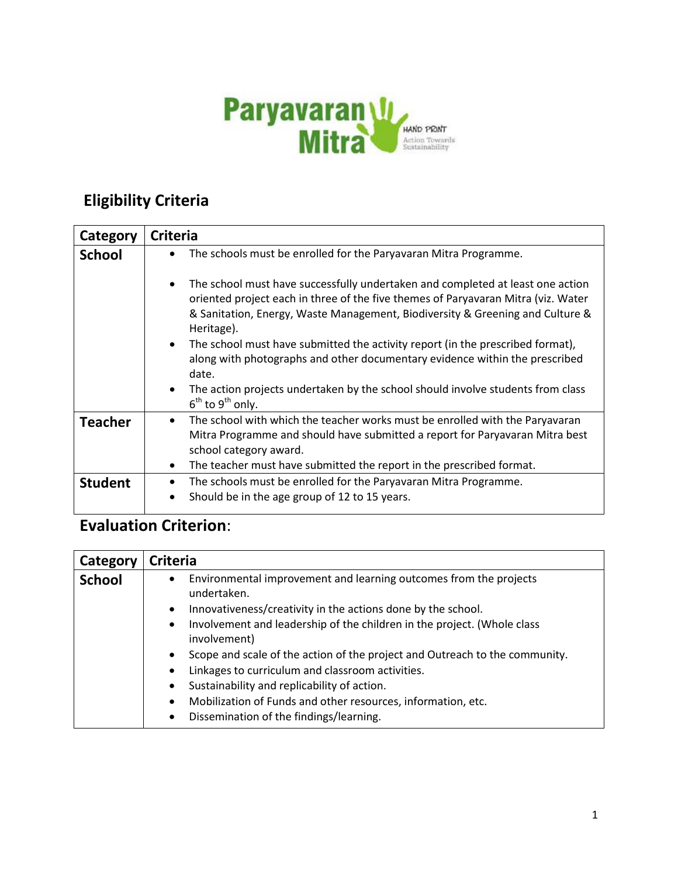## Eligibility Criteria

| Category | Criteria |
|---|---|
| **School** | • The schools must be enrolled for the Paryavaran Mitra Programme.<br>• The school must have successfully undertaken and completed at least one action oriented project each in three of the five themes of Paryavaran Mitra (viz. Water & Sanitation, Energy, Waste Management, Biodiversity & Greening and Culture & Heritage).<br>• The school must have submitted the activity report (in the prescribed format), along with photographs and other documentary evidence within the prescribed date.<br>• The action projects undertaken by the school should involve students from class 6th to 9th only. |
| **Teacher** | • The school with which the teacher works must be enrolled with the Paryavaran Mitra Programme and should have submitted a report for Paryavaran Mitra best school category award.<br>• The teacher must have submitted the report in the prescribed format. |
| **Student** | • The schools must be enrolled for the Paryavaran Mitra Programme.<br>• Should be in the age group of 12 to 15 years. |

## Evaluation Criterion:

| Category | Criteria |
|---|---|
| **School** | • Environmental improvement and learning outcomes from the projects undertaken.<br>• Innovativeness/creativity in the actions done by the school.<br>• Involvement and leadership of the children in the project. (Whole class involvement)<br>• Scope and scale of the action of the project and Outreach to the community.<br>• Linkages to curriculum and classroom activities.<br>• Sustainability and replicability of action.<br>• Mobilization of Funds and other resources, information, etc.<br>• Dissemination of the findings/learning. |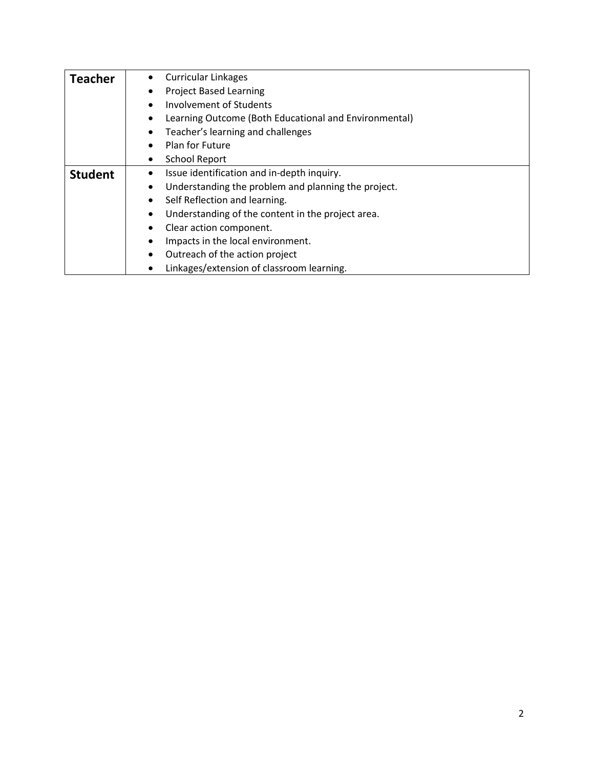| | |
|---|---|
| **Teacher** | • Curricular Linkages<br>• Project Based Learning<br>• Involvement of Students<br>• Learning Outcome (Both Educational and Environmental)<br>• Teacher's learning and challenges<br>• Plan for Future<br>• School Report |
| **Student** | • Issue identification and in-depth inquiry.<br>• Understanding the problem and planning the project.<br>• Self Reflection and learning.<br>• Understanding of the content in the project area.<br>• Clear action component.<br>• Impacts in the local environment.<br>• Outreach of the action project<br>• Linkages/extension of classroom learning. |